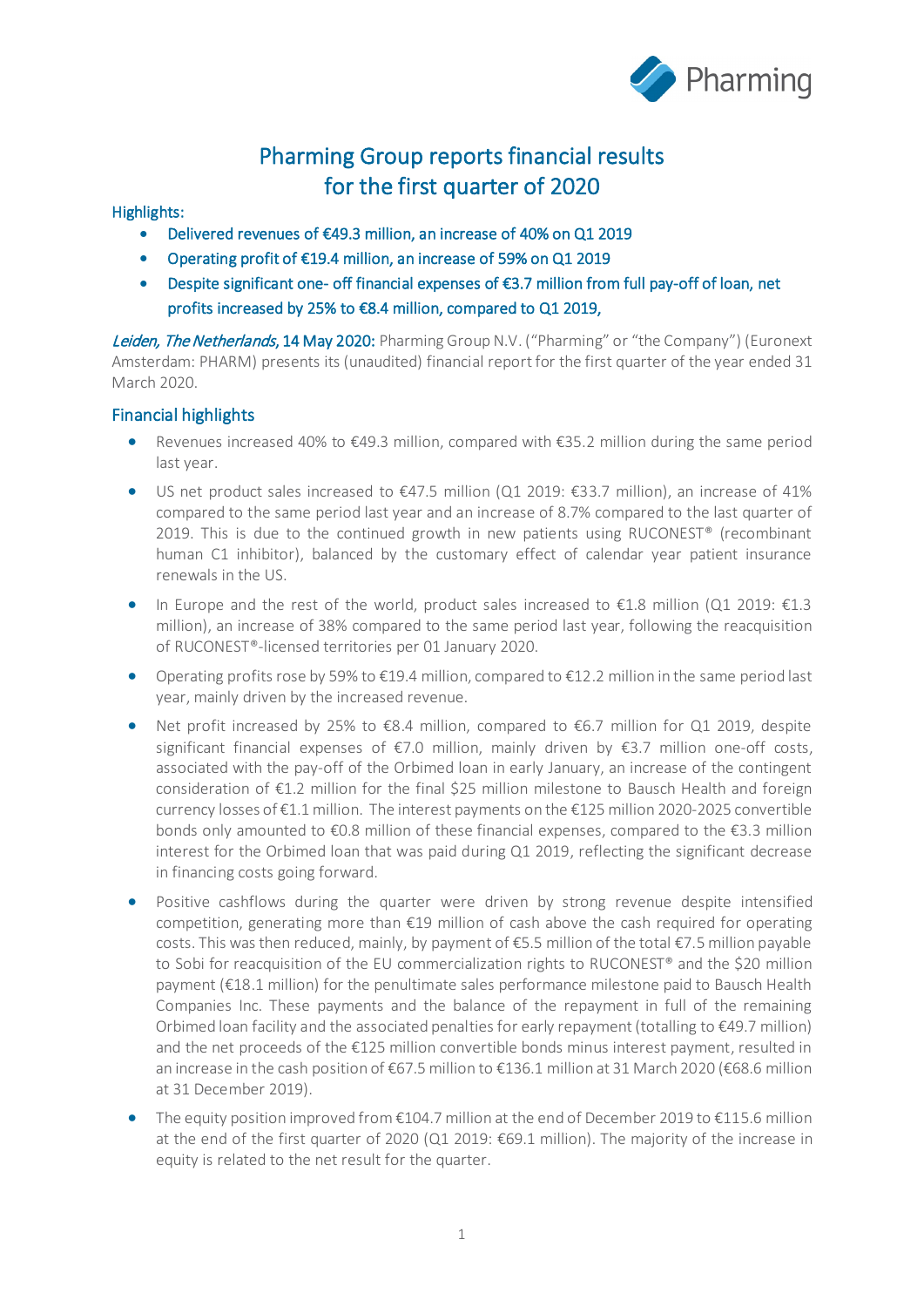# Pharming Group reports financial results for the first quarter of 2020

## Highlights:

- Delivered revenues of €49.3 million, an increase of 40% on Q1 2019
- Operating profit of €19.4 million, an increase of 59% on Q1 2019
- Despite significant one- off financial expenses of €3.7 million from full pay-off of loan, net profits increased by 25% to €8.4 million, compared to Q1 2019,

*Leiden, The Netherlands*, **14 May 2020:** Pharming Group N.V. ("Pharming" or "the Company") (Euronext Amsterdam: PHARM) presents its (unaudited) financial report for the first quarter of the year ended 31 March 2020.

## Financial highlights

- Revenues increased 40% to €49.3 million, compared with €35.2 million during the same period last year.
- US net product sales increased to €47.5 million (Q1 2019: €33.7 million), an increase of 41% compared to the same period last year and an increase of 8.7% compared to the last quarter of 2019. This is due to the continued growth in new patients using RUCONEST® (recombinant human C1 inhibitor), balanced by the customary effect of calendar year patient insurance renewals in the US.
- In Europe and the rest of the world, product sales increased to €1.8 million (Q1 2019: €1.3 million), an increase of 38% compared to the same period last year, following the reacquisition of RUCONEST®-licensed territories per 01 January 2020.
- Operating profits rose by 59% to €19.4 million, compared to €12.2 million in the same period last year, mainly driven by the increased revenue.
- Net profit increased by 25% to €8.4 million, compared to €6.7 million for Q1 2019, despite significant financial expenses of €7.0 million, mainly driven by €3.7 million one-off costs, associated with the pay-off of the Orbimed loan in early January, an increase of the contingent consideration of €1.2 million for the final $25 million milestone to Bausch Health and foreign currency losses of €1.1 million. The interest payments on the €125 million 2020-2025 convertible bonds only amounted to €0.8 million of these financial expenses, compared to the €3.3 million interest for the Orbimed loan that was paid during Q1 2019, reflecting the significant decrease in financing costs going forward.
- Positive cashflows during the quarter were driven by strong revenue despite intensified competition, generating more than €19 million of cash above the cash required for operating costs. This was then reduced, mainly, by payment of €5.5 million of the total €7.5 million payable to Sobi for reacquisition of the EU commercialization rights to RUCONEST® and the $20 million payment (€18.1 million) for the penultimate sales performance milestone paid to Bausch Health Companies Inc. These payments and the balance of the repayment in full of the remaining Orbimed loan facility and the associated penalties for early repayment (totalling to €49.7 million) and the net proceeds of the €125 million convertible bonds minus interest payment, resulted in an increase in the cash position of €67.5 million to €136.1 million at 31 March 2020 (€68.6 million at 31 December 2019).
- The equity position improved from €104.7 million at the end of December 2019 to €115.6 million at the end of the first quarter of 2020 (Q1 2019: €69.1 million). The majority of the increase in equity is related to the net result for the quarter.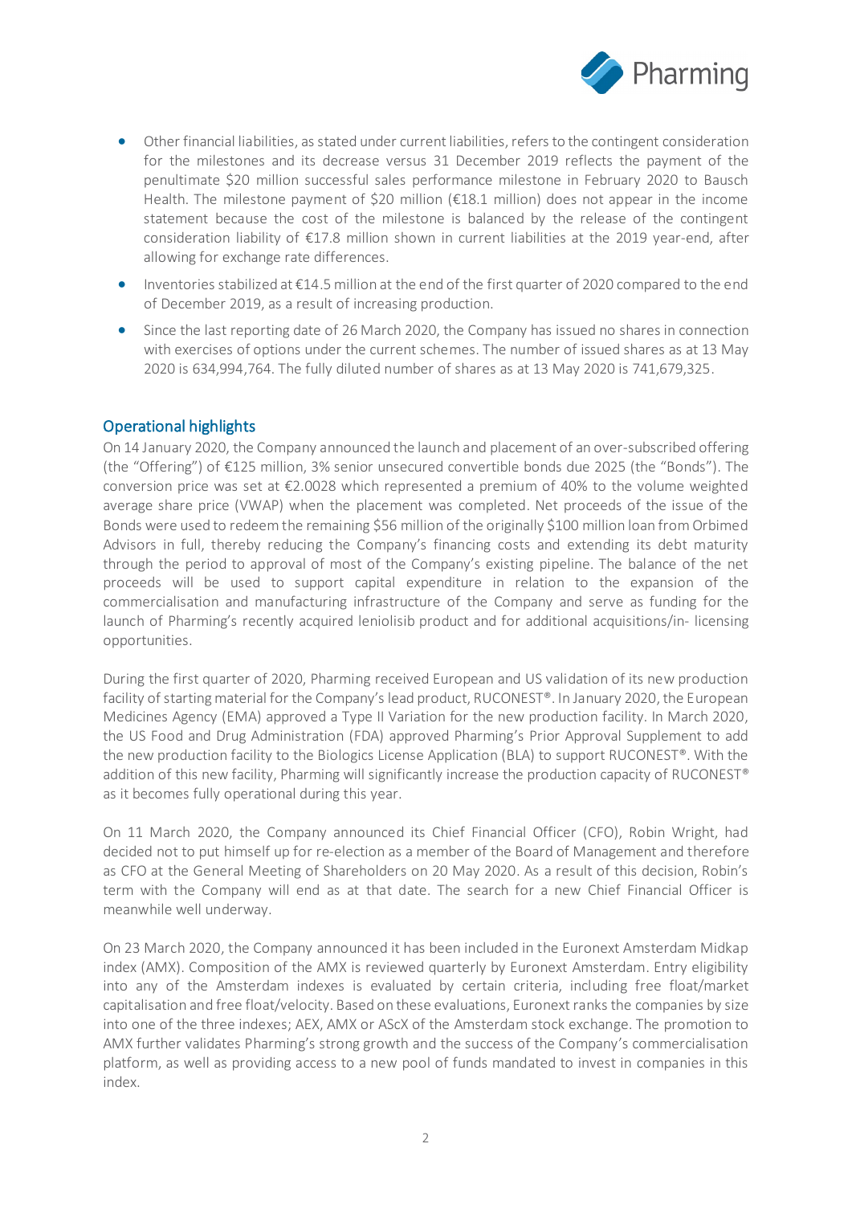- Other financial liabilities, as stated under current liabilities, refers to the contingent consideration for the milestones and its decrease versus 31 December 2019 reflects the payment of the penultimate $20 million successful sales performance milestone in February 2020 to Bausch Health. The milestone payment of $20 million (€18.1 million) does not appear in the income statement because the cost of the milestone is balanced by the release of the contingent consideration liability of €17.8 million shown in current liabilities at the 2019 year-end, after allowing for exchange rate differences.
- Inventories stabilized at €14.5 million at the end of the first quarter of 2020 compared to the end of December 2019, as a result of increasing production.
- Since the last reporting date of 26 March 2020, the Company has issued no shares in connection with exercises of options under the current schemes. The number of issued shares as at 13 May 2020 is 634,994,764. The fully diluted number of shares as at 13 May 2020 is 741,679,325.

## Operational highlights

On 14 January 2020, the Company announced the launch and placement of an over-subscribed offering (the "Offering") of €125 million, 3% senior unsecured convertible bonds due 2025 (the "Bonds"). The conversion price was set at €2.0028 which represented a premium of 40% to the volume weighted average share price (VWAP) when the placement was completed. Net proceeds of the issue of the Bonds were used to redeem the remaining $56 million of the originally $100 million loan from Orbimed Advisors in full, thereby reducing the Company's financing costs and extending its debt maturity through the period to approval of most of the Company's existing pipeline. The balance of the net proceeds will be used to support capital expenditure in relation to the expansion of the commercialisation and manufacturing infrastructure of the Company and serve as funding for the launch of Pharming's recently acquired leniolisib product and for additional acquisitions/in- licensing opportunities.

During the first quarter of 2020, Pharming received European and US validation of its new production facility of starting material for the Company's lead product, RUCONEST®. In January 2020, the European Medicines Agency (EMA) approved a Type II Variation for the new production facility. In March 2020, the US Food and Drug Administration (FDA) approved Pharming's Prior Approval Supplement to add the new production facility to the Biologics License Application (BLA) to support RUCONEST®. With the addition of this new facility, Pharming will significantly increase the production capacity of RUCONEST® as it becomes fully operational during this year.

On 11 March 2020, the Company announced its Chief Financial Officer (CFO), Robin Wright, had decided not to put himself up for re-election as a member of the Board of Management and therefore as CFO at the General Meeting of Shareholders on 20 May 2020. As a result of this decision, Robin's term with the Company will end as at that date. The search for a new Chief Financial Officer is meanwhile well underway.

On 23 March 2020, the Company announced it has been included in the Euronext Amsterdam Midkap index (AMX). Composition of the AMX is reviewed quarterly by Euronext Amsterdam. Entry eligibility into any of the Amsterdam indexes is evaluated by certain criteria, including free float/market capitalisation and free float/velocity. Based on these evaluations, Euronext ranks the companies by size into one of the three indexes; AEX, AMX or AScX of the Amsterdam stock exchange. The promotion to AMX further validates Pharming's strong growth and the success of the Company's commercialisation platform, as well as providing access to a new pool of funds mandated to invest in companies in this index.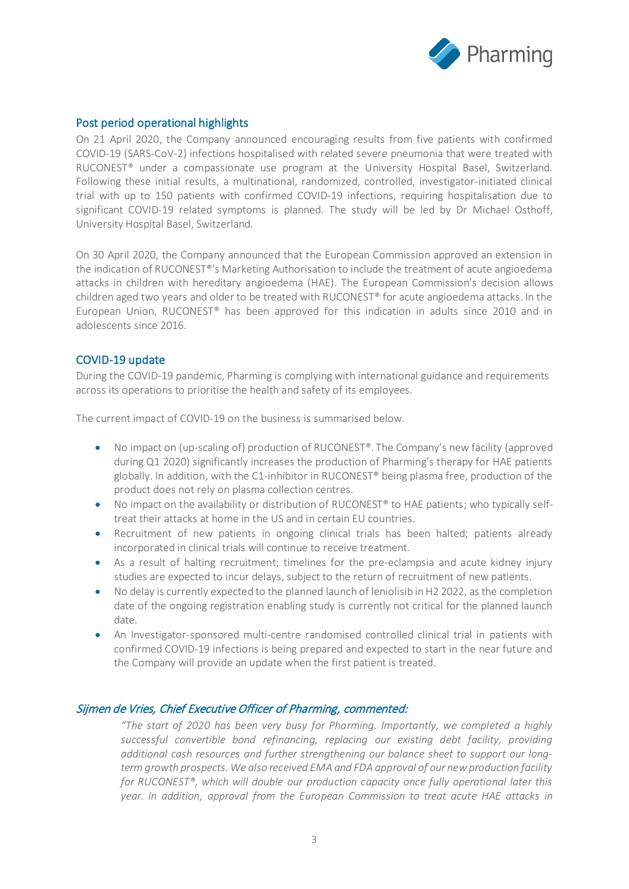## Post period operational highlights

On 21 April 2020, the Company announced encouraging results from five patients with confirmed COVID-19 (SARS-CoV-2) infections hospitalised with related severe pneumonia that were treated with RUCONEST® under a compassionate use program at the University Hospital Basel, Switzerland. Following these initial results, a multinational, randomized, controlled, investigator-initiated clinical trial with up to 150 patients with confirmed COVID-19 infections, requiring hospitalisation due to significant COVID-19 related symptoms is planned. The study will be led by Dr Michael Osthoff, University Hospital Basel, Switzerland.

On 30 April 2020, the Company announced that the European Commission approved an extension in the indication of RUCONEST®'s Marketing Authorisation to include the treatment of acute angioedema attacks in children with hereditary angioedema (HAE). The European Commission's decision allows children aged two years and older to be treated with RUCONEST® for acute angioedema attacks. In the European Union, RUCONEST® has been approved for this indication in adults since 2010 and in adolescents since 2016.

## COVID-19 update

During the COVID-19 pandemic, Pharming is complying with international guidance and requirements across its operations to prioritise the health and safety of its employees.

The current impact of COVID-19 on the business is summarised below.

- No impact on (up-scaling of) production of RUCONEST®. The Company's new facility (approved during Q1 2020) significantly increases the production of Pharming's therapy for HAE patients globally. In addition, with the C1-inhibitor in RUCONEST® being plasma free, production of the product does not rely on plasma collection centres.
- No impact on the availability or distribution of RUCONEST® to HAE patients; who typically self-treat their attacks at home in the US and in certain EU countries.
- Recruitment of new patients in ongoing clinical trials has been halted; patients already incorporated in clinical trials will continue to receive treatment.
- As a result of halting recruitment; timelines for the pre-eclampsia and acute kidney injury studies are expected to incur delays, subject to the return of recruitment of new patients.
- No delay is currently expected to the planned launch of leniolisib in H2 2022, as the completion date of the ongoing registration enabling study is currently not critical for the planned launch date.
- An Investigator-sponsored multi-centre randomised controlled clinical trial in patients with confirmed COVID-19 infections is being prepared and expected to start in the near future and the Company will provide an update when the first patient is treated.

### *Sijmen de Vries, Chief Executive Officer of Pharming, commented:*

> *"The start of 2020 has been very busy for Pharming. Importantly, we completed a highly successful convertible bond refinancing, replacing our existing debt facility, providing additional cash resources and further strengthening our balance sheet to support our long-term growth prospects. We also received EMA and FDA approval of our new production facility for RUCONEST®, which will double our production capacity once fully operational later this year. In addition, approval from the European Commission to treat acute HAE attacks in*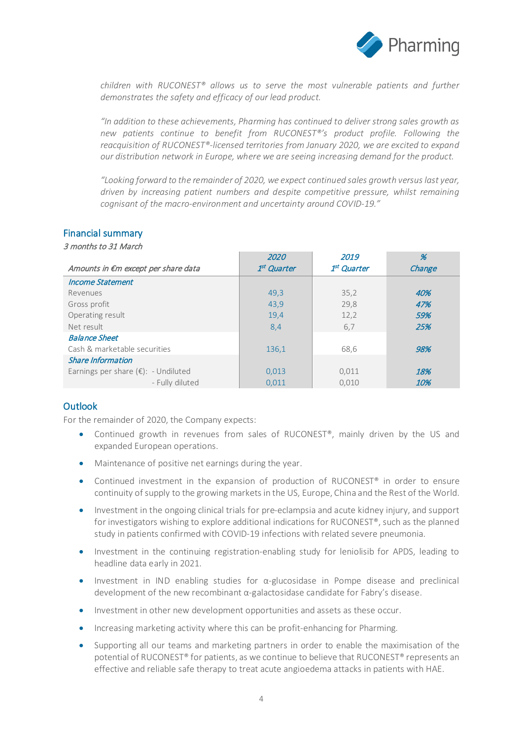*children with RUCONEST® allows us to serve the most vulnerable patients and further demonstrates the safety and efficacy of our lead product.*

*"In addition to these achievements, Pharming has continued to deliver strong sales growth as new patients continue to benefit from RUCONEST®'s product profile. Following the reacquisition of RUCONEST®-licensed territories from January 2020, we are excited to expand our distribution network in Europe, where we are seeing increasing demand for the product.*

*"Looking forward to the remainder of 2020, we expect continued sales growth versus last year, driven by increasing patient numbers and despite competitive pressure, whilst remaining cognisant of the macro-environment and uncertainty around COVID-19."*

## Financial summary

*3 months to 31 March*

| *Amounts in €m except per share data* | *2020 1st Quarter* | *2019 1st Quarter* | *% Change* |
|---|---|---|---|
| *Income Statement* | | | |
| Revenues | 49,3 | 35,2 | *40%* |
| Gross profit | 43,9 | 29,8 | *47%* |
| Operating result | 19,4 | 12,2 | *59%* |
| Net result | 8,4 | 6,7 | *25%* |
| *Balance Sheet* | | | |
| Cash & marketable securities | 136,1 | 68,6 | *98%* |
| *Share Information* | | | |
| Earnings per share (€): - Undiluted | 0,013 | 0,011 | *18%* |
| - Fully diluted | 0,011 | 0,010 | *10%* |

## Outlook

For the remainder of 2020, the Company expects:

- Continued growth in revenues from sales of RUCONEST®, mainly driven by the US and expanded European operations.
- Maintenance of positive net earnings during the year.
- Continued investment in the expansion of production of RUCONEST® in order to ensure continuity of supply to the growing markets in the US, Europe, China and the Rest of the World.
- Investment in the ongoing clinical trials for pre-eclampsia and acute kidney injury, and support for investigators wishing to explore additional indications for RUCONEST®, such as the planned study in patients confirmed with COVID-19 infections with related severe pneumonia.
- Investment in the continuing registration-enabling study for leniolisib for APDS, leading to headline data early in 2021.
- Investment in IND enabling studies for α-glucosidase in Pompe disease and preclinical development of the new recombinant α-galactosidase candidate for Fabry's disease.
- Investment in other new development opportunities and assets as these occur.
- Increasing marketing activity where this can be profit-enhancing for Pharming.
- Supporting all our teams and marketing partners in order to enable the maximisation of the potential of RUCONEST® for patients, as we continue to believe that RUCONEST® represents an effective and reliable safe therapy to treat acute angioedema attacks in patients with HAE.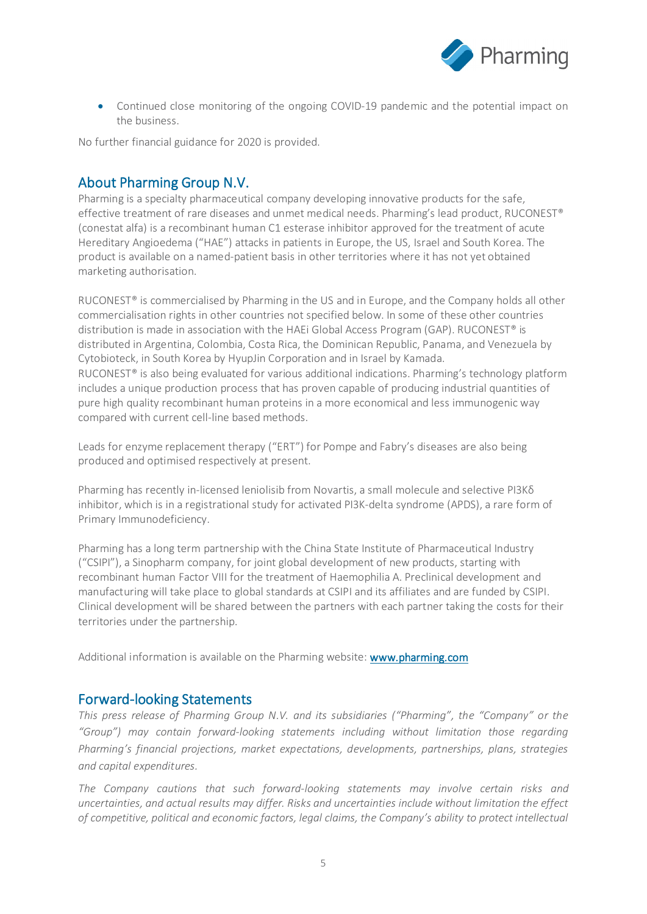- Continued close monitoring of the ongoing COVID-19 pandemic and the potential impact on the business.

No further financial guidance for 2020 is provided.

## About Pharming Group N.V.

Pharming is a specialty pharmaceutical company developing innovative products for the safe, effective treatment of rare diseases and unmet medical needs. Pharming's lead product, RUCONEST® (conestat alfa) is a recombinant human C1 esterase inhibitor approved for the treatment of acute Hereditary Angioedema ("HAE") attacks in patients in Europe, the US, Israel and South Korea. The product is available on a named-patient basis in other territories where it has not yet obtained marketing authorisation.

RUCONEST® is commercialised by Pharming in the US and in Europe, and the Company holds all other commercialisation rights in other countries not specified below. In some of these other countries distribution is made in association with the HAEi Global Access Program (GAP). RUCONEST® is distributed in Argentina, Colombia, Costa Rica, the Dominican Republic, Panama, and Venezuela by Cytobioteck, in South Korea by HyupJin Corporation and in Israel by Kamada.
RUCONEST® is also being evaluated for various additional indications. Pharming's technology platform includes a unique production process that has proven capable of producing industrial quantities of pure high quality recombinant human proteins in a more economical and less immunogenic way compared with current cell-line based methods.

Leads for enzyme replacement therapy ("ERT") for Pompe and Fabry's diseases are also being produced and optimised respectively at present.

Pharming has recently in-licensed leniolisib from Novartis, a small molecule and selective PI3Kδ inhibitor, which is in a registrational study for activated PI3K-delta syndrome (APDS), a rare form of Primary Immunodeficiency.

Pharming has a long term partnership with the China State Institute of Pharmaceutical Industry ("CSIPI"), a Sinopharm company, for joint global development of new products, starting with recombinant human Factor VIII for the treatment of Haemophilia A. Preclinical development and manufacturing will take place to global standards at CSIPI and its affiliates and are funded by CSIPI. Clinical development will be shared between the partners with each partner taking the costs for their territories under the partnership.

Additional information is available on the Pharming website: [www.pharming.com](http://www.pharming.com)

## Forward-looking Statements

*This press release of Pharming Group N.V. and its subsidiaries ("Pharming", the "Company" or the "Group") may contain forward-looking statements including without limitation those regarding Pharming's financial projections, market expectations, developments, partnerships, plans, strategies and capital expenditures.*

*The Company cautions that such forward-looking statements may involve certain risks and uncertainties, and actual results may differ. Risks and uncertainties include without limitation the effect of competitive, political and economic factors, legal claims, the Company's ability to protect intellectual*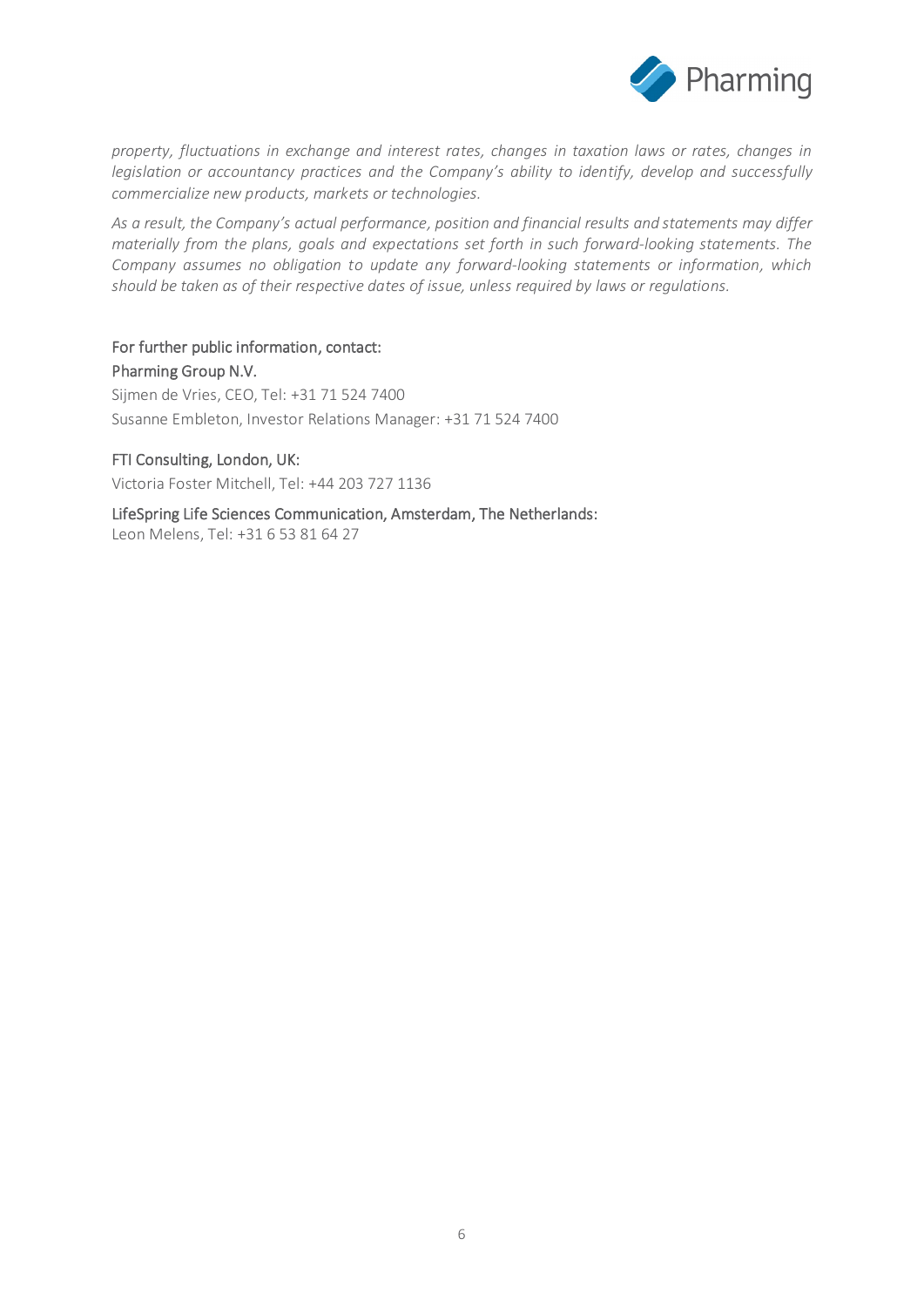*property, fluctuations in exchange and interest rates, changes in taxation laws or rates, changes in legislation or accountancy practices and the Company's ability to identify, develop and successfully commercialize new products, markets or technologies.*

*As a result, the Company's actual performance, position and financial results and statements may differ materially from the plans, goals and expectations set forth in such forward-looking statements. The Company assumes no obligation to update any forward-looking statements or information, which should be taken as of their respective dates of issue, unless required by laws or regulations.*

For further public information, contact:

Pharming Group N.V.
Sijmen de Vries, CEO, Tel: +31 71 524 7400
Susanne Embleton, Investor Relations Manager: +31 71 524 7400

FTI Consulting, London, UK:
Victoria Foster Mitchell, Tel: +44 203 727 1136

LifeSpring Life Sciences Communication, Amsterdam, The Netherlands:
Leon Melens, Tel: +31 6 53 81 64 27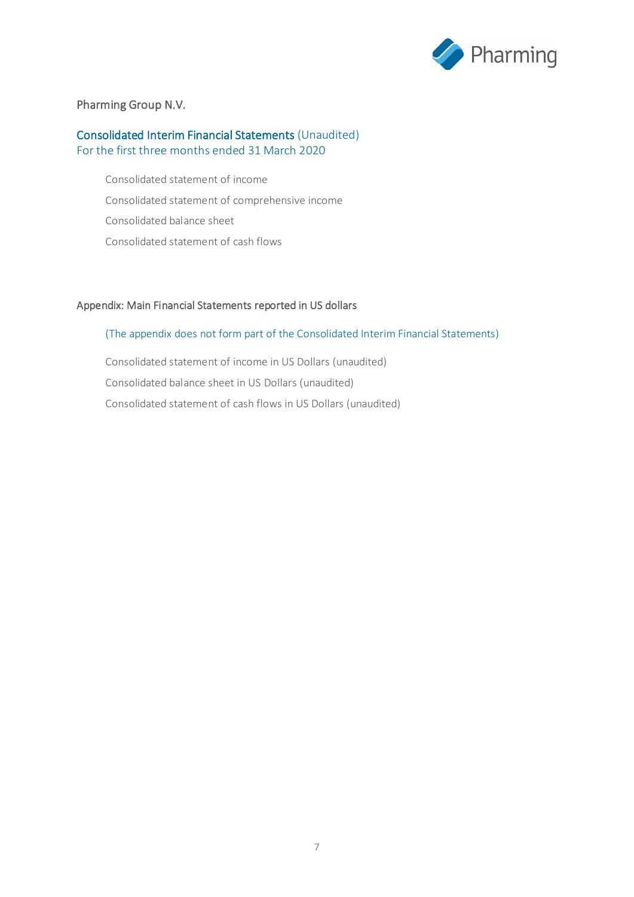Pharming Group N.V.

## Consolidated Interim Financial Statements (Unaudited)
For the first three months ended 31 March 2020

- Consolidated statement of income
- Consolidated statement of comprehensive income
- Consolidated balance sheet
- Consolidated statement of cash flows

## Appendix: Main Financial Statements reported in US dollars

(The appendix does not form part of the Consolidated Interim Financial Statements)

- Consolidated statement of income in US Dollars (unaudited)
- Consolidated balance sheet in US Dollars (unaudited)
- Consolidated statement of cash flows in US Dollars (unaudited)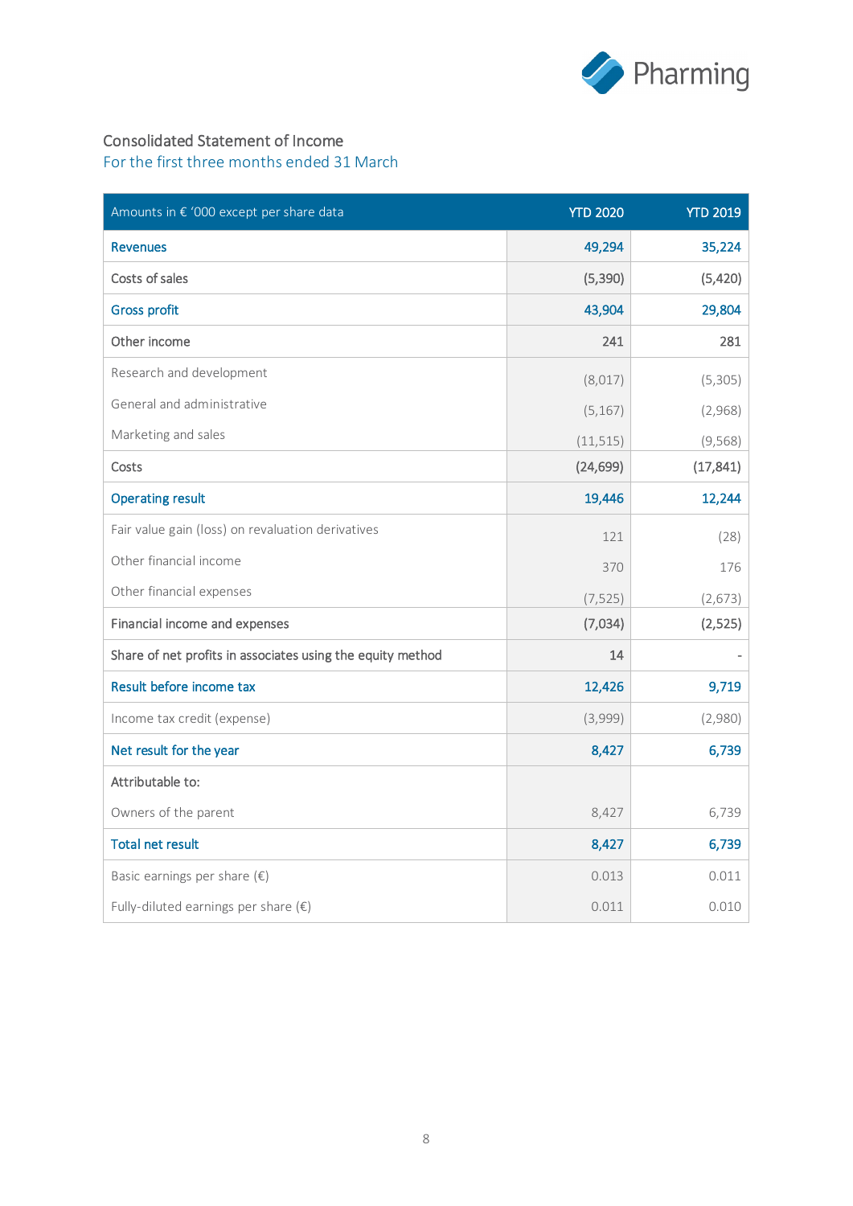## Consolidated Statement of Income

For the first three months ended 31 March

| Amounts in € '000 except per share data | YTD 2020 | YTD 2019 |
|---|---|---|
| Revenues | 49,294 | 35,224 |
| Costs of sales | (5,390) | (5,420) |
| Gross profit | 43,904 | 29,804 |
| Other income | 241 | 281 |
| Research and development | (8,017) | (5,305) |
| General and administrative | (5,167) | (2,968) |
| Marketing and sales | (11,515) | (9,568) |
| Costs | (24,699) | (17,841) |
| Operating result | 19,446 | 12,244 |
| Fair value gain (loss) on revaluation derivatives | 121 | (28) |
| Other financial income | 370 | 176 |
| Other financial expenses | (7,525) | (2,673) |
| Financial income and expenses | (7,034) | (2,525) |
| Share of net profits in associates using the equity method | 14 | - |
| Result before income tax | 12,426 | 9,719 |
| Income tax credit (expense) | (3,999) | (2,980) |
| Net result for the year | 8,427 | 6,739 |
| Attributable to: | | |
| Owners of the parent | 8,427 | 6,739 |
| Total net result | 8,427 | 6,739 |
| Basic earnings per share (€) | 0.013 | 0.011 |
| Fully-diluted earnings per share (€) | 0.011 | 0.010 |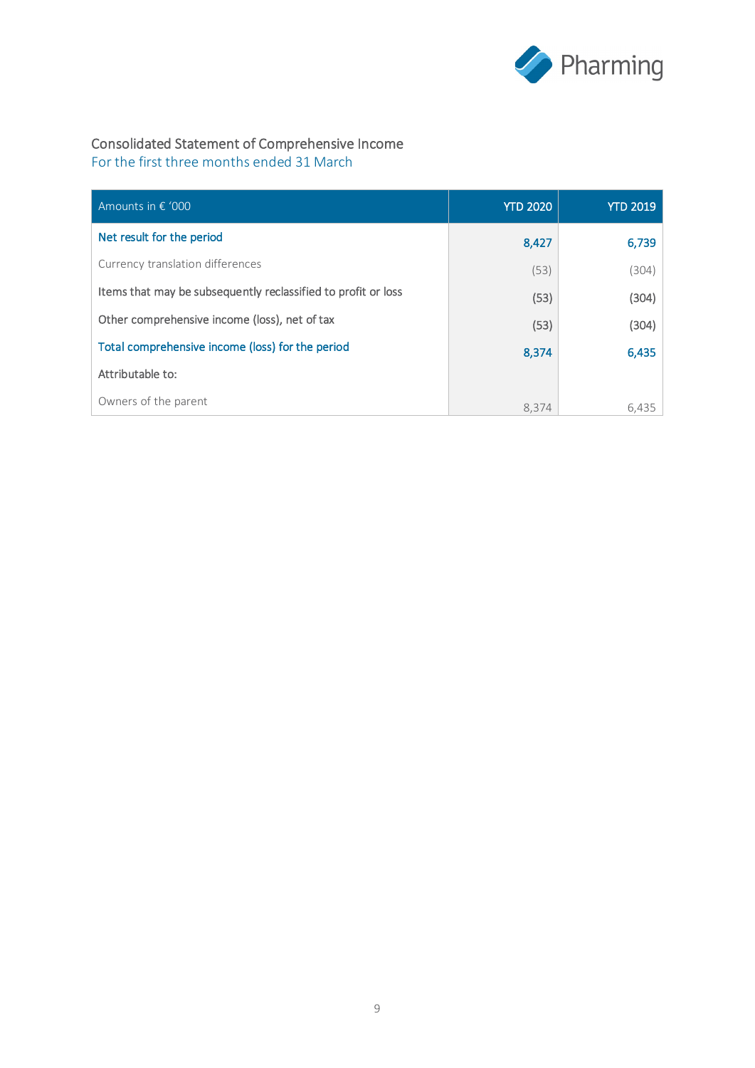## Consolidated Statement of Comprehensive Income

For the first three months ended 31 March

| Amounts in € '000 | YTD 2020 | YTD 2019 |
|---|---|---|
| **Net result for the period** | **8,427** | **6,739** |
| Currency translation differences | (53) | (304) |
| Items that may be subsequently reclassified to profit or loss | (53) | (304) |
| Other comprehensive income (loss), net of tax | (53) | (304) |
| **Total comprehensive income (loss) for the period** | **8,374** | **6,435** |
| Attributable to: | | |
| Owners of the parent | 8,374 | 6,435 |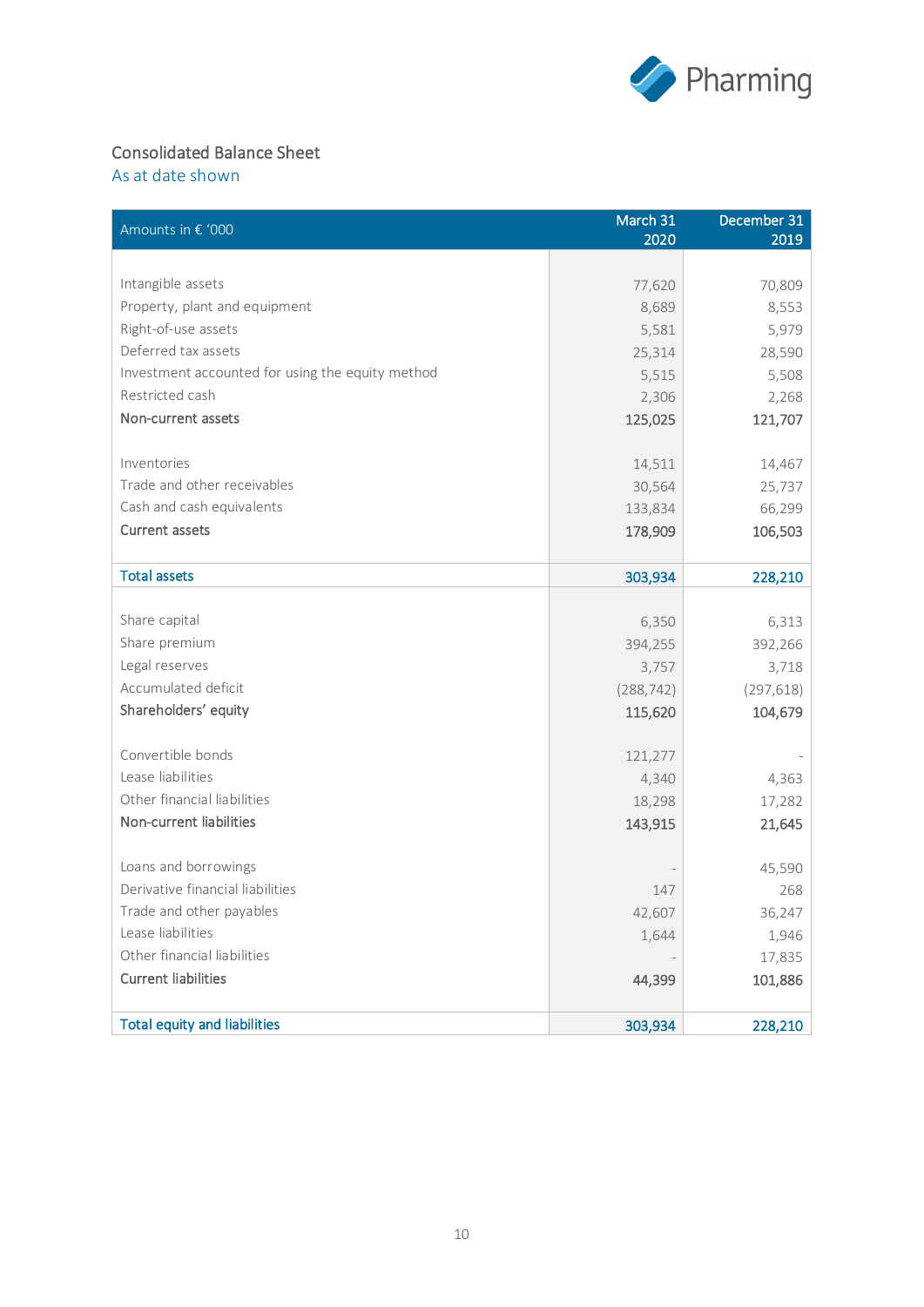## Consolidated Balance Sheet

As at date shown

| Amounts in € '000 | March 31 2020 | December 31 2019 |
|---|---|---|
| Intangible assets | 77,620 | 70,809 |
| Property, plant and equipment | 8,689 | 8,553 |
| Right-of-use assets | 5,581 | 5,979 |
| Deferred tax assets | 25,314 | 28,590 |
| Investment accounted for using the equity method | 5,515 | 5,508 |
| Restricted cash | 2,306 | 2,268 |
| **Non-current assets** | **125,025** | **121,707** |
| | | |
| Inventories | 14,511 | 14,467 |
| Trade and other receivables | 30,564 | 25,737 |
| Cash and cash equivalents | 133,834 | 66,299 |
| **Current assets** | **178,909** | **106,503** |
| | | |
| **Total assets** | **303,934** | **228,210** |
| | | |
| Share capital | 6,350 | 6,313 |
| Share premium | 394,255 | 392,266 |
| Legal reserves | 3,757 | 3,718 |
| Accumulated deficit | (288,742) | (297,618) |
| **Shareholders' equity** | **115,620** | **104,679** |
| | | |
| Convertible bonds | 121,277 | - |
| Lease liabilities | 4,340 | 4,363 |
| Other financial liabilities | 18,298 | 17,282 |
| **Non-current liabilities** | **143,915** | **21,645** |
| | | |
| Loans and borrowings | - | 45,590 |
| Derivative financial liabilities | 147 | 268 |
| Trade and other payables | 42,607 | 36,247 |
| Lease liabilities | 1,644 | 1,946 |
| Other financial liabilities | - | 17,835 |
| **Current liabilities** | **44,399** | **101,886** |
| | | |
| **Total equity and liabilities** | **303,934** | **228,210** |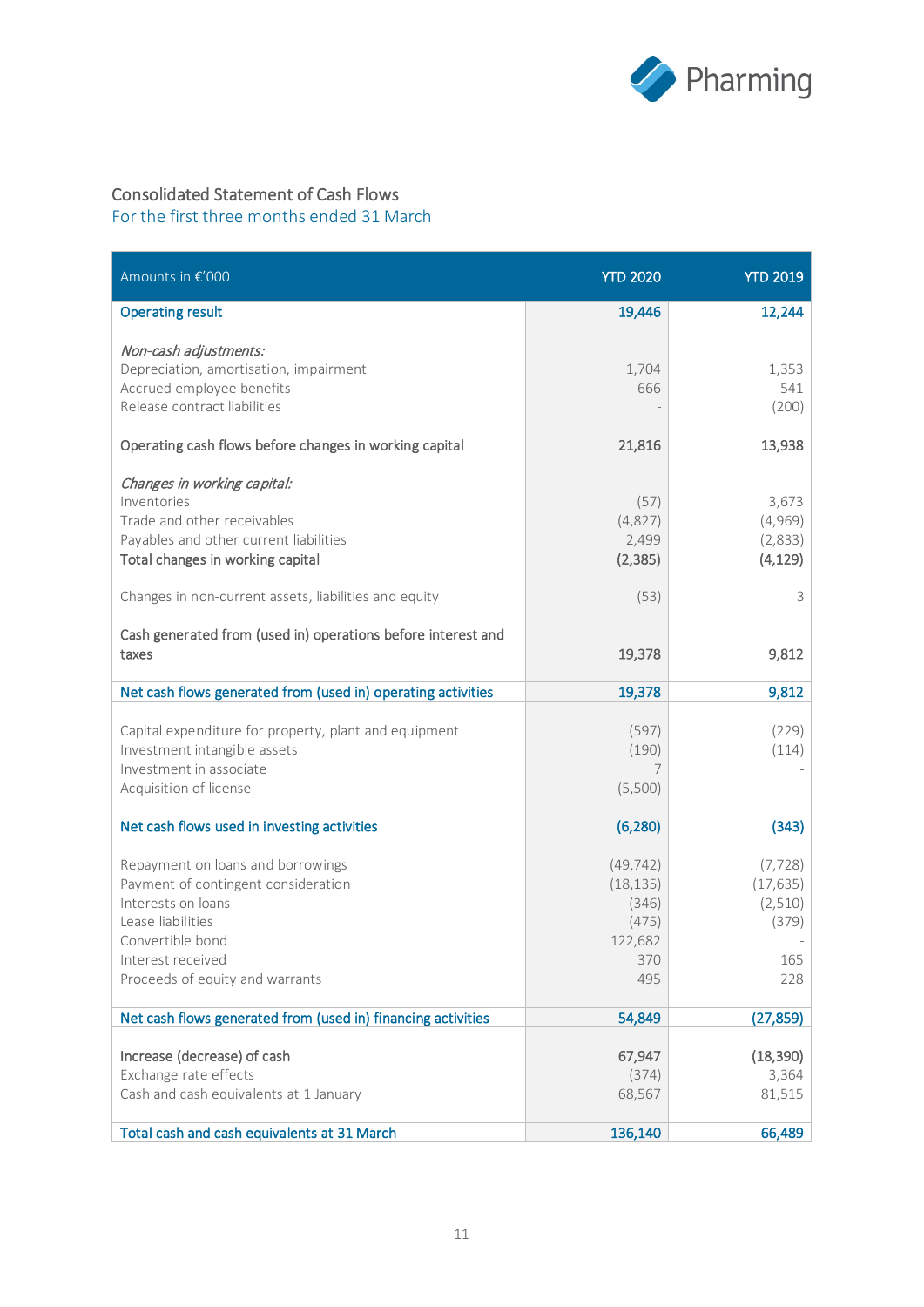## Consolidated Statement of Cash Flows

For the first three months ended 31 March

| Amounts in €'000 | YTD 2020 | YTD 2019 |
|---|---|---|
| Operating result | 19,446 | 12,244 |
| *Non-cash adjustments:* | | |
| Depreciation, amortisation, impairment | 1,704 | 1,353 |
| Accrued employee benefits | 666 | 541 |
| Release contract liabilities | - | (200) |
| Operating cash flows before changes in working capital | 21,816 | 13,938 |
| *Changes in working capital:* | | |
| Inventories | (57) | 3,673 |
| Trade and other receivables | (4,827) | (4,969) |
| Payables and other current liabilities | 2,499 | (2,833) |
| Total changes in working capital | **(2,385)** | **(4,129)** |
| Changes in non-current assets, liabilities and equity | (53) | 3 |
| Cash generated from (used in) operations before interest and taxes | 19,378 | 9,812 |
| Net cash flows generated from (used in) operating activities | 19,378 | 9,812 |
| Capital expenditure for property, plant and equipment | (597) | (229) |
| Investment intangible assets | (190) | (114) |
| Investment in associate | 7 | - |
| Acquisition of license | (5,500) | - |
| Net cash flows used in investing activities | (6,280) | (343) |
| Repayment on loans and borrowings | (49,742) | (7,728) |
| Payment of contingent consideration | (18,135) | (17,635) |
| Interests on loans | (346) | (2,510) |
| Lease liabilities | (475) | (379) |
| Convertible bond | 122,682 | - |
| Interest received | 370 | 165 |
| Proceeds of equity and warrants | 495 | 228 |
| Net cash flows generated from (used in) financing activities | 54,849 | (27,859) |
| Increase (decrease) of cash | 67,947 | (18,390) |
| Exchange rate effects | (374) | 3,364 |
| Cash and cash equivalents at 1 January | 68,567 | 81,515 |
| Total cash and cash equivalents at 31 March | 136,140 | 66,489 |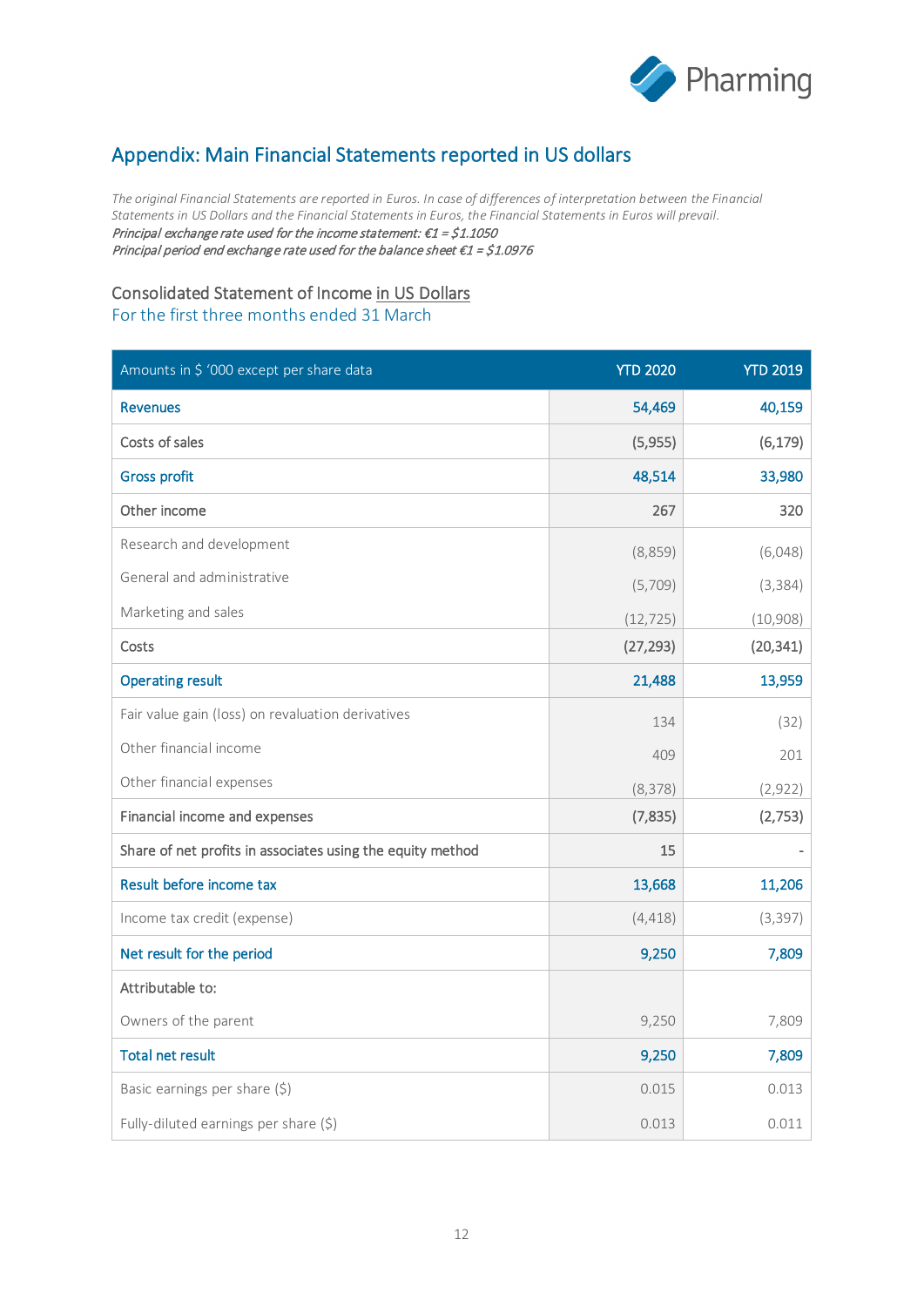## Appendix: Main Financial Statements reported in US dollars

*The original Financial Statements are reported in Euros. In case of differences of interpretation between the Financial Statements in US Dollars and the Financial Statements in Euros, the Financial Statements in Euros will prevail.*
*Principal exchange rate used for the income statement: €1 = $1.1050*
*Principal period end exchange rate used for the balance sheet €1 = $1.0976*

### Consolidated Statement of Income in US Dollars
For the first three months ended 31 March

| Amounts in $ '000 except per share data | YTD 2020 | YTD 2019 |
|---|---|---|
| **Revenues** | **54,469** | **40,159** |
| Costs of sales | (5,955) | (6,179) |
| **Gross profit** | **48,514** | **33,980** |
| Other income | 267 | 320 |
| Research and development | (8,859) | (6,048) |
| General and administrative | (5,709) | (3,384) |
| Marketing and sales | (12,725) | (10,908) |
| Costs | (27,293) | (20,341) |
| **Operating result** | **21,488** | **13,959** |
| Fair value gain (loss) on revaluation derivatives | 134 | (32) |
| Other financial income | 409 | 201 |
| Other financial expenses | (8,378) | (2,922) |
| Financial income and expenses | (7,835) | (2,753) |
| Share of net profits in associates using the equity method | 15 | - |
| **Result before income tax** | **13,668** | **11,206** |
| Income tax credit (expense) | (4,418) | (3,397) |
| **Net result for the period** | **9,250** | **7,809** |
| Attributable to: | | |
| Owners of the parent | 9,250 | 7,809 |
| **Total net result** | **9,250** | **7,809** |
| Basic earnings per share ($) | 0.015 | 0.013 |
| Fully-diluted earnings per share ($) | 0.013 | 0.011 |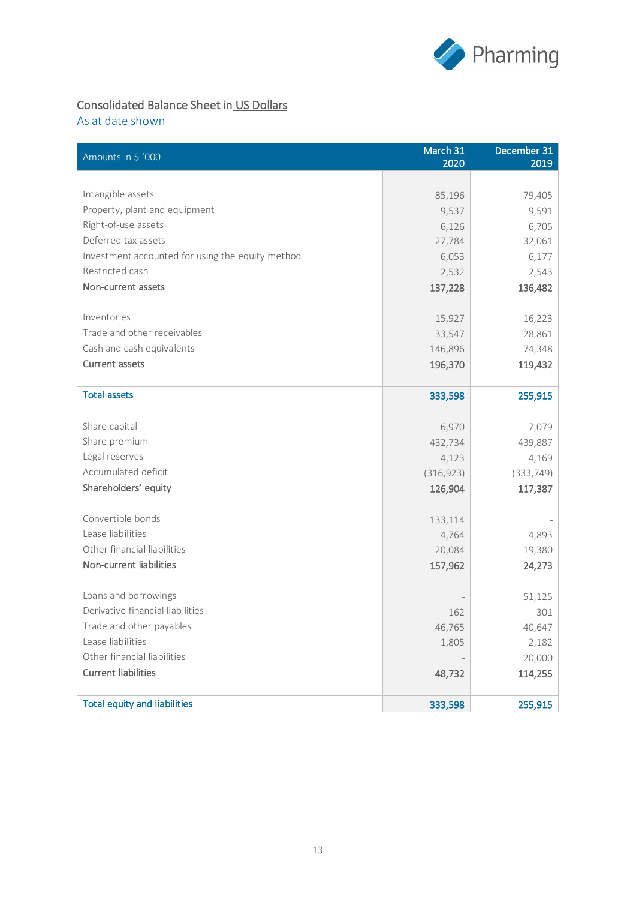## Consolidated Balance Sheet in US Dollars

As at date shown

| Amounts in $ '000 | March 31 2020 | December 31 2019 |
|---|---|---|
| Intangible assets | 85,196 | 79,405 |
| Property, plant and equipment | 9,537 | 9,591 |
| Right-of-use assets | 6,126 | 6,705 |
| Deferred tax assets | 27,784 | 32,061 |
| Investment accounted for using the equity method | 6,053 | 6,177 |
| Restricted cash | 2,532 | 2,543 |
| **Non-current assets** | **137,228** | **136,482** |
| Inventories | 15,927 | 16,223 |
| Trade and other receivables | 33,547 | 28,861 |
| Cash and cash equivalents | 146,896 | 74,348 |
| **Current assets** | **196,370** | **119,432** |
| **Total assets** | **333,598** | **255,915** |
| Share capital | 6,970 | 7,079 |
| Share premium | 432,734 | 439,887 |
| Legal reserves | 4,123 | 4,169 |
| Accumulated deficit | (316,923) | (333,749) |
| **Shareholders' equity** | **126,904** | **117,387** |
| Convertible bonds | 133,114 | - |
| Lease liabilities | 4,764 | 4,893 |
| Other financial liabilities | 20,084 | 19,380 |
| **Non-current liabilities** | **157,962** | **24,273** |
| Loans and borrowings | - | 51,125 |
| Derivative financial liabilities | 162 | 301 |
| Trade and other payables | 46,765 | 40,647 |
| Lease liabilities | 1,805 | 2,182 |
| Other financial liabilities | - | 20,000 |
| **Current liabilities** | **48,732** | **114,255** |
| **Total equity and liabilities** | **333,598** | **255,915** |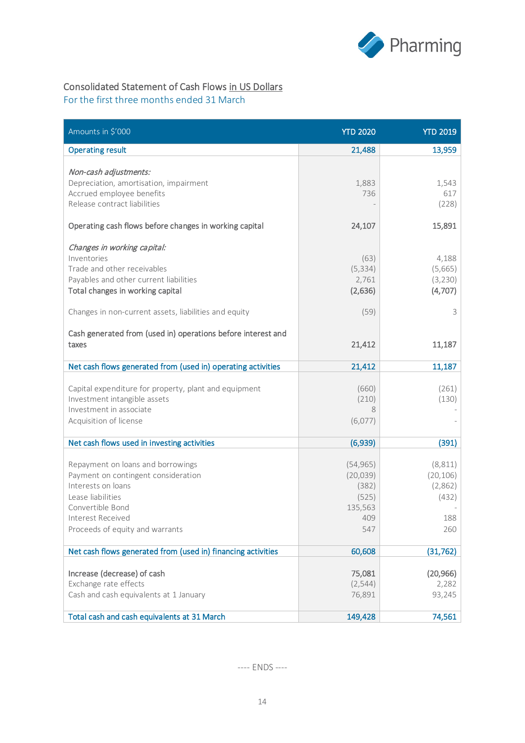## Consolidated Statement of Cash Flows in US Dollars

For the first three months ended 31 March

| Amounts in $'000 | YTD 2020 | YTD 2019 |
|---|---|---|
| Operating result | 21,488 | 13,959 |
| *Non-cash adjustments:* | | |
| Depreciation, amortisation, impairment | 1,883 | 1,543 |
| Accrued employee benefits | 736 | 617 |
| Release contract liabilities | - | (228) |
| Operating cash flows before changes in working capital | 24,107 | 15,891 |
| *Changes in working capital:* | | |
| Inventories | (63) | 4,188 |
| Trade and other receivables | (5,334) | (5,665) |
| Payables and other current liabilities | 2,761 | (3,230) |
| Total changes in working capital | **(2,636)** | **(4,707)** |
| Changes in non-current assets, liabilities and equity | (59) | 3 |
| Cash generated from (used in) operations before interest and taxes | 21,412 | 11,187 |
| Net cash flows generated from (used in) operating activities | 21,412 | 11,187 |
| Capital expenditure for property, plant and equipment | (660) | (261) |
| Investment intangible assets | (210) | (130) |
| Investment in associate | 8 | - |
| Acquisition of license | (6,077) | - |
| Net cash flows used in investing activities | (6,939) | (391) |
| Repayment on loans and borrowings | (54,965) | (8,811) |
| Payment on contingent consideration | (20,039) | (20,106) |
| Interests on loans | (382) | (2,862) |
| Lease liabilities | (525) | (432) |
| Convertible Bond | 135,563 | - |
| Interest Received | 409 | 188 |
| Proceeds of equity and warrants | 547 | 260 |
| Net cash flows generated from (used in) financing activities | 60,608 | (31,762) |
| Increase (decrease) of cash | 75,081 | (20,966) |
| Exchange rate effects | (2,544) | 2,282 |
| Cash and cash equivalents at 1 January | 76,891 | 93,245 |
| Total cash and cash equivalents at 31 March | 149,428 | 74,561 |

---- ENDS ----